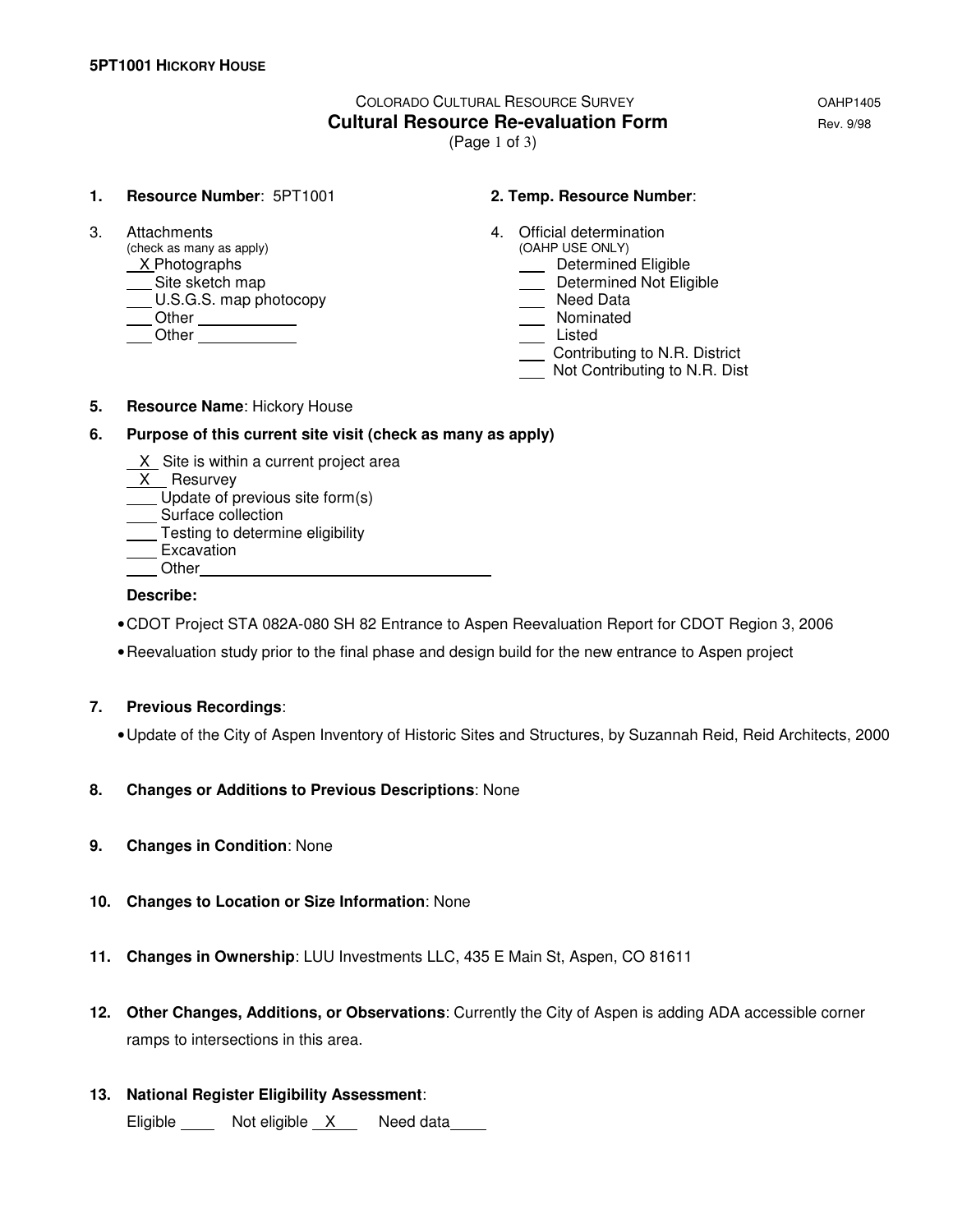**5PT1001 HICKORY HOUSE**

COLORADO CULTURAL RESOURCE SURVEY OAHP1405

## Cultural Resource Re-evaluation Form

Rev. 9/98

(Page 1 of 3)

1. **Resource Number**: 5PT1001

2. **Temp. Resource Number**:

3. Attachments
   (check as many as apply)
   - X Photographs
   - ___ Site sketch map
   - ___ U.S.G.S. map photocopy
   - ___ Other ___________
   - ___ Other ___________

4. Official determination
   (OAHP USE ONLY)
   - ___ Determined Eligible
   - ___ Determined Not Eligible
   - ___ Need Data
   - ___ Nominated
   - ___ Listed
   - ___ Contributing to N.R. District
   - ___ Not Contributing to N.R. Dist

5. **Resource Name**: Hickory House

6. **Purpose of this current site visit (check as many as apply)**
   - X Site is within a current project area
   - X Resurvey
   - ___ Update of previous site form(s)
   - ___ Surface collection
   - ___ Testing to determine eligibility
   - ___ Excavation
   - ___ Other ___________________________

   **Describe:**

   - CDOT Project STA 082A-080 SH 82 Entrance to Aspen Reevaluation Report for CDOT Region 3, 2006
   - Reevaluation study prior to the final phase and design build for the new entrance to Aspen project

7. **Previous Recordings**:

   - Update of the City of Aspen Inventory of Historic Sites and Structures, by Suzannah Reid, Reid Architects, 2000

8. **Changes or Additions to Previous Descriptions**: None

9. **Changes in Condition**: None

10. **Changes to Location or Size Information**: None

11. **Changes in Ownership**: LUU Investments LLC, 435 E Main St, Aspen, CO 81611

12. **Other Changes, Additions, or Observations**: Currently the City of Aspen is adding ADA accessible corner ramps to intersections in this area.

13. **National Register Eligibility Assessment**:

    Eligible ____ Not eligible X Need data____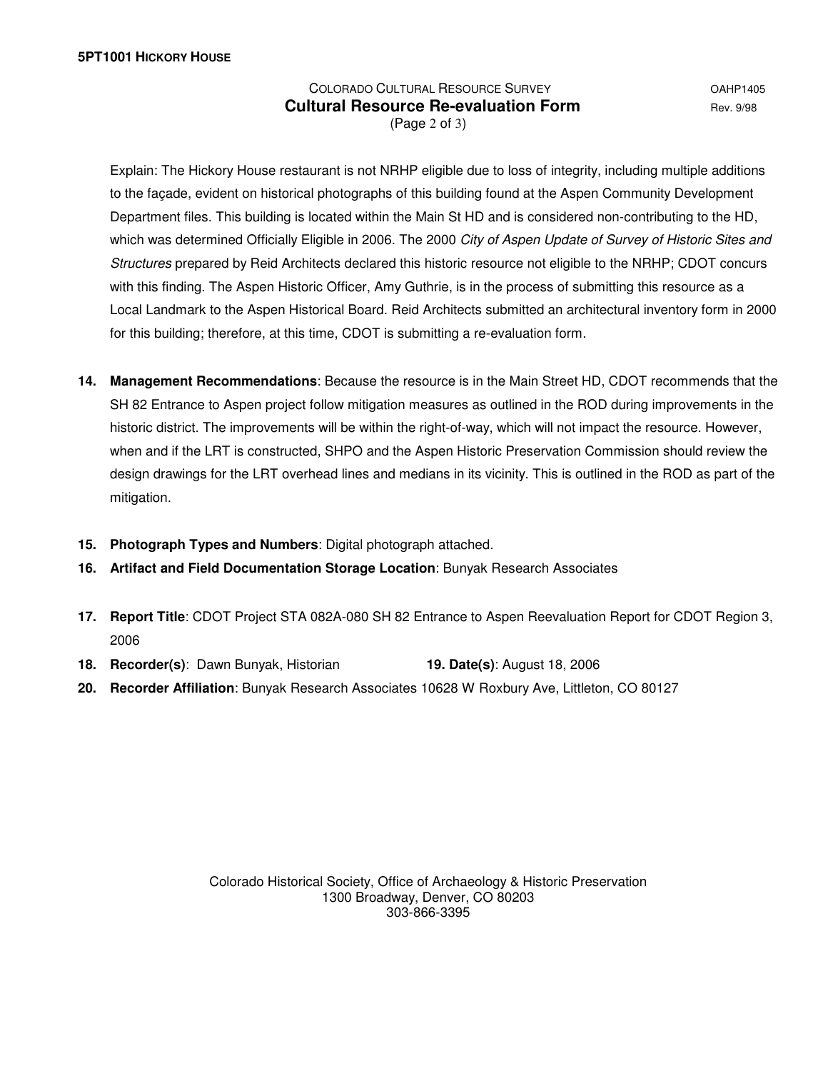Explain: The Hickory House restaurant is not NRHP eligible due to loss of integrity, including multiple additions to the façade, evident on historical photographs of this building found at the Aspen Community Development Department files. This building is located within the Main St HD and is considered non-contributing to the HD, which was determined Officially Eligible in 2006. The 2000 *City of Aspen Update of Survey of Historic Sites and Structures* prepared by Reid Architects declared this historic resource not eligible to the NRHP; CDOT concurs with this finding. The Aspen Historic Officer, Amy Guthrie, is in the process of submitting this resource as a Local Landmark to the Aspen Historical Board. Reid Architects submitted an architectural inventory form in 2000 for this building; therefore, at this time, CDOT is submitting a re-evaluation form.

**14. Management Recommendations**: Because the resource is in the Main Street HD, CDOT recommends that the SH 82 Entrance to Aspen project follow mitigation measures as outlined in the ROD during improvements in the historic district. The improvements will be within the right-of-way, which will not impact the resource. However, when and if the LRT is constructed, SHPO and the Aspen Historic Preservation Commission should review the design drawings for the LRT overhead lines and medians in its vicinity. This is outlined in the ROD as part of the mitigation.

**15. Photograph Types and Numbers**: Digital photograph attached.

**16. Artifact and Field Documentation Storage Location**: Bunyak Research Associates

**17. Report Title**: CDOT Project STA 082A-080 SH 82 Entrance to Aspen Reevaluation Report for CDOT Region 3, 2006

**18. Recorder(s)**: Dawn Bunyak, Historian **19. Date(s)**: August 18, 2006

**20. Recorder Affiliation**: Bunyak Research Associates 10628 W Roxbury Ave, Littleton, CO 80127

Colorado Historical Society, Office of Archaeology & Historic Preservation
1300 Broadway, Denver, CO 80203
303-866-3395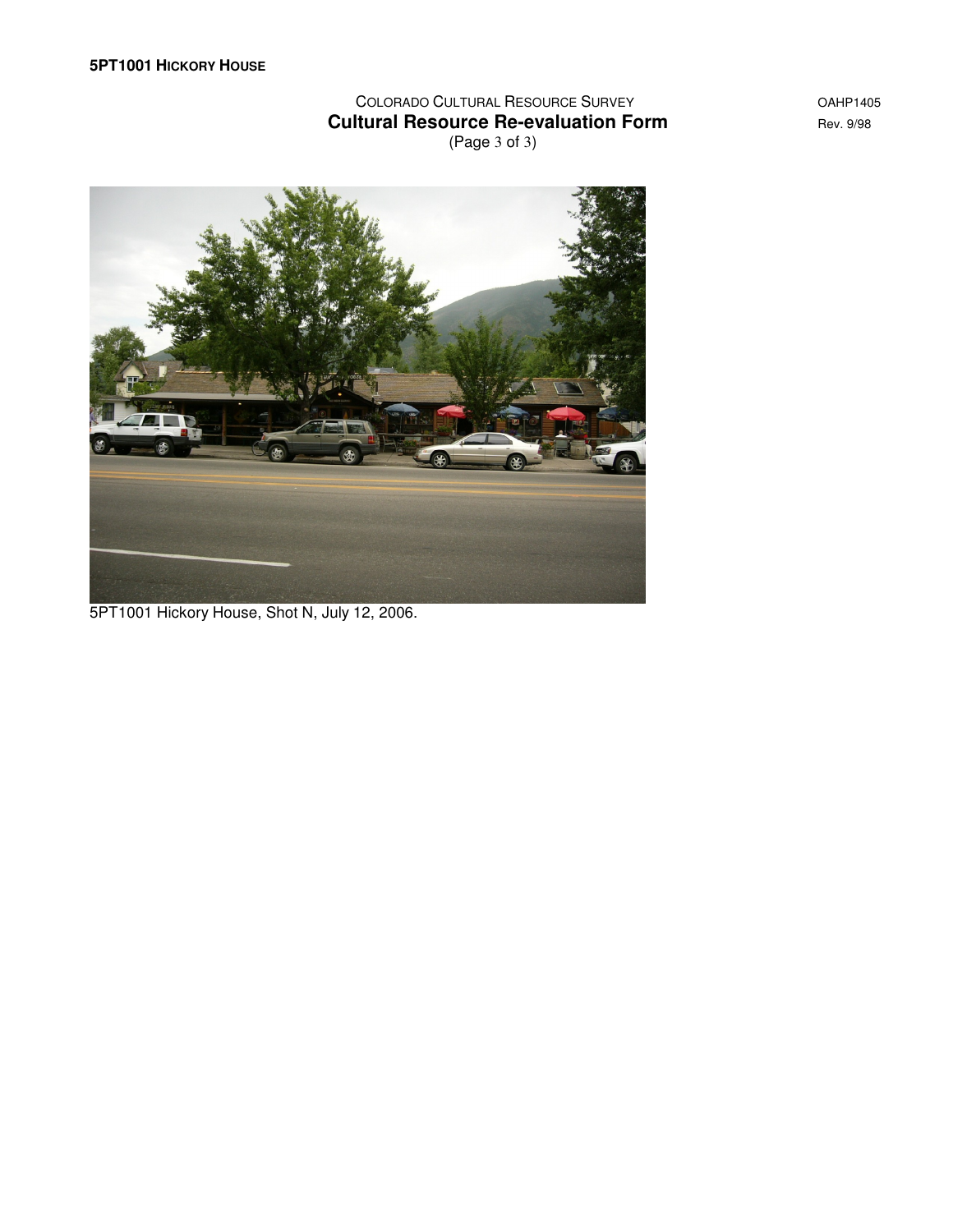COLORADO CULTURAL RESOURCE SURVEY

OAHP1405
Rev. 9/98

## Cultural Resource Re-evaluation Form

5PT1001 Hickory House, Shot N, July 12, 2006.